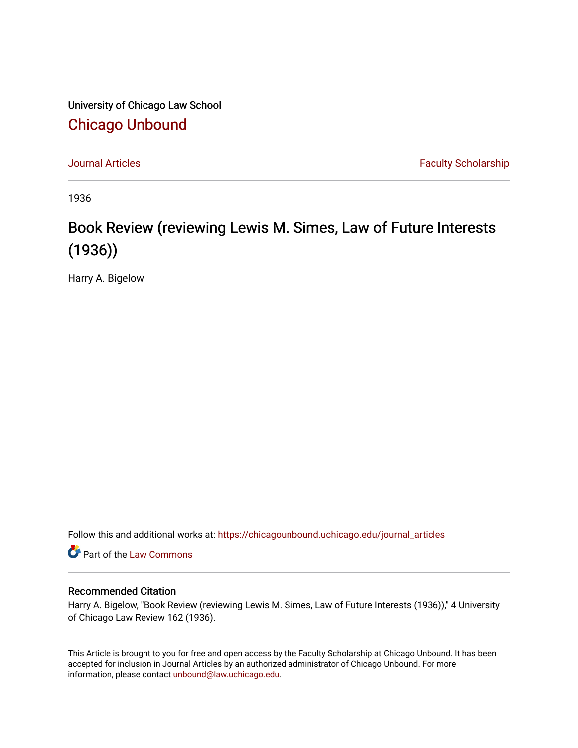University of Chicago Law School

## Chicago Unbound

Journal Articles | Faculty Scholarship

1936

# Book Review (reviewing Lewis M. Simes, Law of Future Interests (1936))

Harry A. Bigelow

Follow this and additional works at: https://chicagounbound.uchicago.edu/journal_articles

Part of the Law Commons

### Recommended Citation

Harry A. Bigelow, "Book Review (reviewing Lewis M. Simes, Law of Future Interests (1936))," 4 University of Chicago Law Review 162 (1936).

This Article is brought to you for free and open access by the Faculty Scholarship at Chicago Unbound. It has been accepted for inclusion in Journal Articles by an authorized administrator of Chicago Unbound. For more information, please contact unbound@law.uchicago.edu.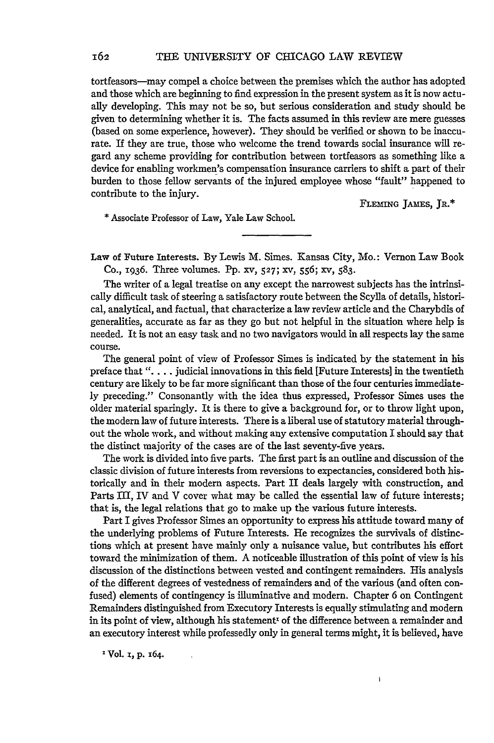tortfeasors—may compel a choice between the premises which the author has adopted and those which are beginning to find expression in the present system as it is now actually developing. This may not be so, but serious consideration and study should be given to determining whether it is. The facts assumed in this review are mere guesses (based on some experience, however). They should be verified or shown to be inaccurate. If they are true, those who welcome the trend towards social insurance will regard any scheme providing for contribution between tortfeasors as something like a device for enabling workmen's compensation insurance carriers to shift a part of their burden to those fellow servants of the injured employee whose "fault" happened to contribute to the injury.

FLEMING JAMES, JR.*

\* Associate Professor of Law, Yale Law School.

---

**Law of Future Interests.** By Lewis M. Simes. Kansas City, Mo.: Vernon Law Book Co., 1936. Three volumes. Pp. xv, 527; xv, 556; xv, 583.

The writer of a legal treatise on any except the narrowest subjects has the intrinsically difficult task of steering a satisfactory route between the Scylla of details, historical, analytical, and factual, that characterize a law review article and the Charybdis of generalities, accurate as far as they go but not helpful in the situation where help is needed. It is not an easy task and no two navigators would in all respects lay the same course.

The general point of view of Professor Simes is indicated by the statement in his preface that ". . . . judicial innovations in this field [Future Interests] in the twentieth century are likely to be far more significant than those of the four centuries immediately preceding." Consonantly with the idea thus expressed, Professor Simes uses the older material sparingly. It is there to give a background for, or to throw light upon, the modern law of future interests. There is a liberal use of statutory material throughout the whole work, and without making any extensive computation I should say that the distinct majority of the cases are of the last seventy-five years.

The work is divided into five parts. The first part is an outline and discussion of the classic division of future interests from reversions to expectancies, considered both historically and in their modern aspects. Part II deals largely with construction, and Parts III, IV and V cover what may be called the essential law of future interests; that is, the legal relations that go to make up the various future interests.

Part I gives Professor Simes an opportunity to express his attitude toward many of the underlying problems of Future Interests. He recognizes the survivals of distinctions which at present have mainly only a nuisance value, but contributes his effort toward the minimization of them. A noticeable illustration of this point of view is his discussion of the distinctions between vested and contingent remainders. His analysis of the different degrees of vestedness of remainders and of the various (and often confused) elements of contingency is illuminative and modern. Chapter 6 on Contingent Remainders distinguished from Executory Interests is equally stimulating and modern in its point of view, although his statement[1] of the difference between a remainder and an executory interest while professedly only in general terms might, it is believed, have

[1] Vol. 1, p. 164.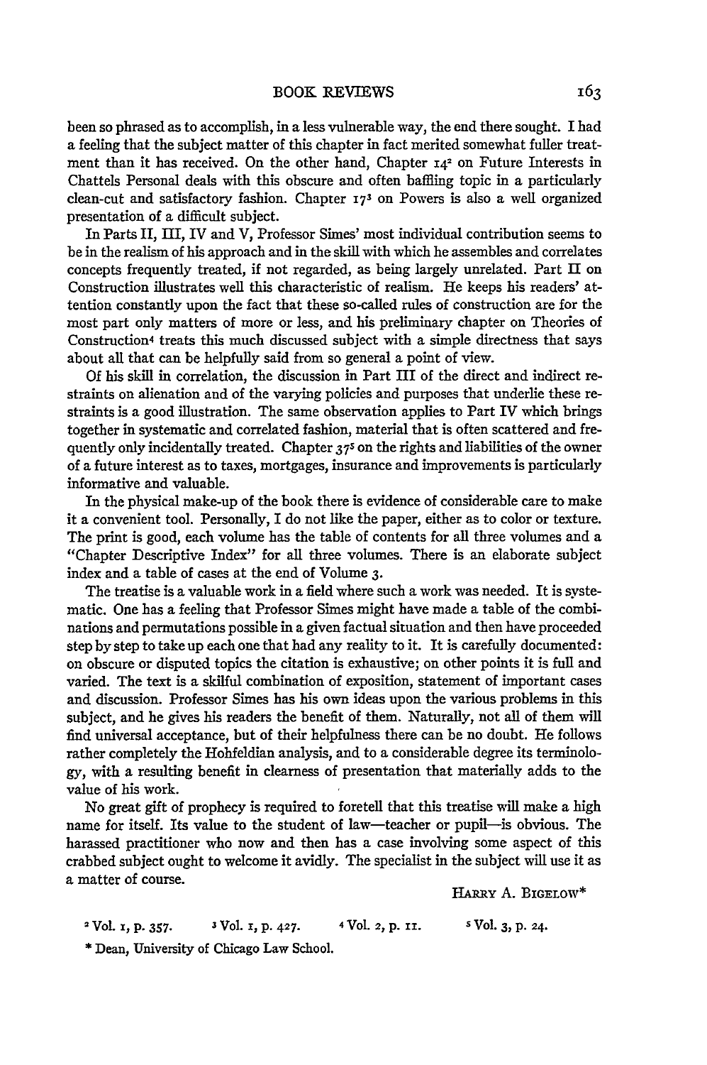been so phrased as to accomplish, in a less vulnerable way, the end there sought. I had a feeling that the subject matter of this chapter in fact merited somewhat fuller treatment than it has received. On the other hand, Chapter 14[2] on Future Interests in Chattels Personal deals with this obscure and often baffling topic in a particularly clean-cut and satisfactory fashion. Chapter 17[3] on Powers is also a well organized presentation of a difficult subject.

In Parts II, III, IV and V, Professor Simes' most individual contribution seems to be in the realism of his approach and in the skill with which he assembles and correlates concepts frequently treated, if not regarded, as being largely unrelated. Part II on Construction illustrates well this characteristic of realism. He keeps his readers' attention constantly upon the fact that these so-called rules of construction are for the most part only matters of more or less, and his preliminary chapter on Theories of Construction[4] treats this much discussed subject with a simple directness that says about all that can be helpfully said from so general a point of view.

Of his skill in correlation, the discussion in Part III of the direct and indirect restraints on alienation and of the varying policies and purposes that underlie these restraints is a good illustration. The same observation applies to Part IV which brings together in systematic and correlated fashion, material that is often scattered and frequently only incidentally treated. Chapter 37[5] on the rights and liabilities of the owner of a future interest as to taxes, mortgages, insurance and improvements is particularly informative and valuable.

In the physical make-up of the book there is evidence of considerable care to make it a convenient tool. Personally, I do not like the paper, either as to color or texture. The print is good, each volume has the table of contents for all three volumes and a "Chapter Descriptive Index" for all three volumes. There is an elaborate subject index and a table of cases at the end of Volume 3.

The treatise is a valuable work in a field where such a work was needed. It is systematic. One has a feeling that Professor Simes might have made a table of the combinations and permutations possible in a given factual situation and then have proceeded step by step to take up each one that had any reality to it. It is carefully documented: on obscure or disputed topics the citation is exhaustive; on other points it is full and varied. The text is a skilful combination of exposition, statement of important cases and discussion. Professor Simes has his own ideas upon the various problems in this subject, and he gives his readers the benefit of them. Naturally, not all of them will find universal acceptance, but of their helpfulness there can be no doubt. He follows rather completely the Hohfeldian analysis, and to a considerable degree its terminology, with a resulting benefit in clearness of presentation that materially adds to the value of his work.

No great gift of prophecy is required to foretell that this treatise will make a high name for itself. Its value to the student of law—teacher or pupil—is obvious. The harassed practitioner who now and then has a case involving some aspect of this crabbed subject ought to welcome it avidly. The specialist in the subject will use it as a matter of course.

HARRY A. BIGELOW*

[2] Vol. 1, p. 357. [3] Vol. 1, p. 427. [4] Vol. 2, p. 11. [5] Vol. 3, p. 24.

* Dean, University of Chicago Law School.